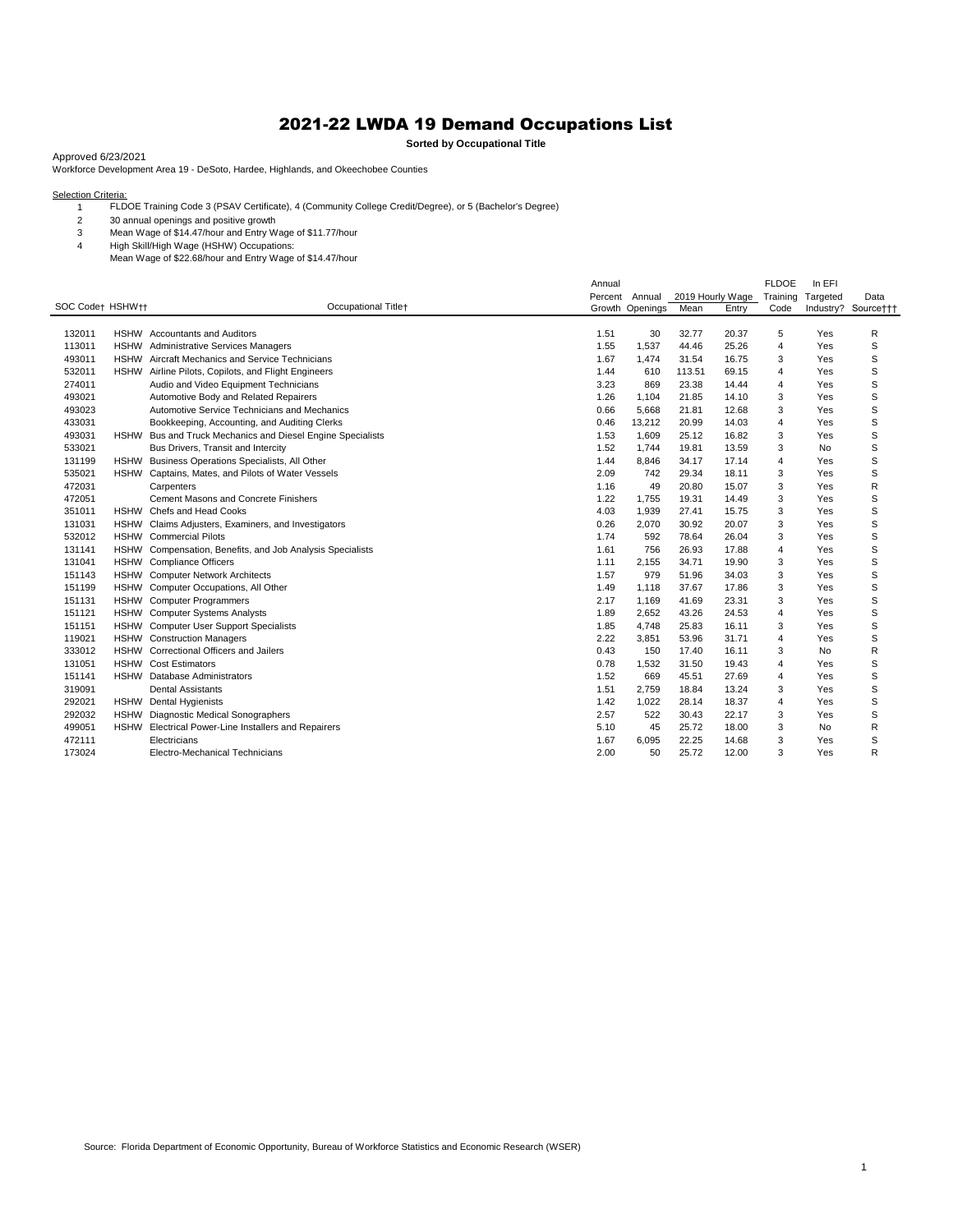# 2021-22 LWDA 19 Demand Occupations List

**Sorted by Occupational Title**

Approved 6/23/2021

Workforce Development Area 19 - DeSoto, Hardee, Highlands, and Okeechobee Counties

Selection Criteria:

1. FLDOE Training Code 3 (PSAV Certificate), 4 (Community College Credit/Degree), or 5 (Bachelor's Degree)
2. 30 annual openings and positive growth
3. Mean Wage of $14.47/hour and Entry Wage of $11.77/hour
4. High Skill/High Wage (HSHW) Occupations:
   Mean Wage of $22.68/hour and Entry Wage of $14.47/hour

| SOC Code† | HSHW†† | Occupational Title† | Annual Percent Growth | Annual Openings | 2019 Hourly Wage Mean | 2019 Hourly Wage Entry | FLDOE Training Code | In EFI Targeted Industry? | Data Source††† |
|---|---|---|---|---|---|---|---|---|---|
| 132011 | HSHW | Accountants and Auditors | 1.51 | 30 | 32.77 | 20.37 | 5 | Yes | R |
| 113011 | HSHW | Administrative Services Managers | 1.55 | 1,537 | 44.46 | 25.26 | 4 | Yes | S |
| 493011 | HSHW | Aircraft Mechanics and Service Technicians | 1.67 | 1,474 | 31.54 | 16.75 | 3 | Yes | S |
| 532011 | HSHW | Airline Pilots, Copilots, and Flight Engineers | 1.44 | 610 | 113.51 | 69.15 | 4 | Yes | S |
| 274011 | | Audio and Video Equipment Technicians | 3.23 | 869 | 23.38 | 14.44 | 4 | Yes | S |
| 493021 | | Automotive Body and Related Repairers | 1.26 | 1,104 | 21.85 | 14.10 | 3 | Yes | S |
| 493023 | | Automotive Service Technicians and Mechanics | 0.66 | 5,668 | 21.81 | 12.68 | 3 | Yes | S |
| 433031 | | Bookkeeping, Accounting, and Auditing Clerks | 0.46 | 13,212 | 20.99 | 14.03 | 4 | Yes | S |
| 493031 | HSHW | Bus and Truck Mechanics and Diesel Engine Specialists | 1.53 | 1,609 | 25.12 | 16.82 | 3 | Yes | S |
| 533021 | | Bus Drivers, Transit and Intercity | 1.52 | 1,744 | 19.81 | 13.59 | 3 | No | S |
| 131199 | HSHW | Business Operations Specialists, All Other | 1.44 | 8,846 | 34.17 | 17.14 | 4 | Yes | S |
| 535021 | HSHW | Captains, Mates, and Pilots of Water Vessels | 2.09 | 742 | 29.34 | 18.11 | 3 | Yes | S |
| 472031 | | Carpenters | 1.16 | 49 | 20.80 | 15.07 | 3 | Yes | R |
| 472051 | | Cement Masons and Concrete Finishers | 1.22 | 1,755 | 19.31 | 14.49 | 3 | Yes | S |
| 351011 | HSHW | Chefs and Head Cooks | 4.03 | 1,939 | 27.41 | 15.75 | 3 | Yes | S |
| 131031 | HSHW | Claims Adjusters, Examiners, and Investigators | 0.26 | 2,070 | 30.92 | 20.07 | 3 | Yes | S |
| 532012 | HSHW | Commercial Pilots | 1.74 | 592 | 78.64 | 26.04 | 3 | Yes | S |
| 131141 | HSHW | Compensation, Benefits, and Job Analysis Specialists | 1.61 | 756 | 26.93 | 17.88 | 4 | Yes | S |
| 131041 | HSHW | Compliance Officers | 1.11 | 2,155 | 34.71 | 19.90 | 3 | Yes | S |
| 151143 | HSHW | Computer Network Architects | 1.57 | 979 | 51.96 | 34.03 | 3 | Yes | S |
| 151199 | HSHW | Computer Occupations, All Other | 1.49 | 1,118 | 37.67 | 17.86 | 3 | Yes | S |
| 151131 | HSHW | Computer Programmers | 2.17 | 1,169 | 41.69 | 23.31 | 3 | Yes | S |
| 151121 | HSHW | Computer Systems Analysts | 1.89 | 2,652 | 43.26 | 24.53 | 4 | Yes | S |
| 151151 | HSHW | Computer User Support Specialists | 1.85 | 4,748 | 25.83 | 16.11 | 3 | Yes | S |
| 119021 | HSHW | Construction Managers | 2.22 | 3,851 | 53.96 | 31.71 | 4 | Yes | S |
| 333012 | HSHW | Correctional Officers and Jailers | 0.43 | 150 | 17.40 | 16.11 | 3 | No | R |
| 131051 | HSHW | Cost Estimators | 0.78 | 1,532 | 31.50 | 19.43 | 4 | Yes | S |
| 151141 | HSHW | Database Administrators | 1.52 | 669 | 45.51 | 27.69 | 4 | Yes | S |
| 319091 | | Dental Assistants | 1.51 | 2,759 | 18.84 | 13.24 | 3 | Yes | S |
| 292021 | HSHW | Dental Hygienists | 1.42 | 1,022 | 28.14 | 18.37 | 4 | Yes | S |
| 292032 | HSHW | Diagnostic Medical Sonographers | 2.57 | 522 | 30.43 | 22.17 | 3 | Yes | S |
| 499051 | HSHW | Electrical Power-Line Installers and Repairers | 5.10 | 45 | 25.72 | 18.00 | 3 | No | R |
| 472111 | | Electricians | 1.67 | 6,095 | 22.25 | 14.68 | 3 | Yes | S |
| 173024 | | Electro-Mechanical Technicians | 2.00 | 50 | 25.72 | 12.00 | 3 | Yes | R |

Source: Florida Department of Economic Opportunity, Bureau of Workforce Statistics and Economic Research (WSER)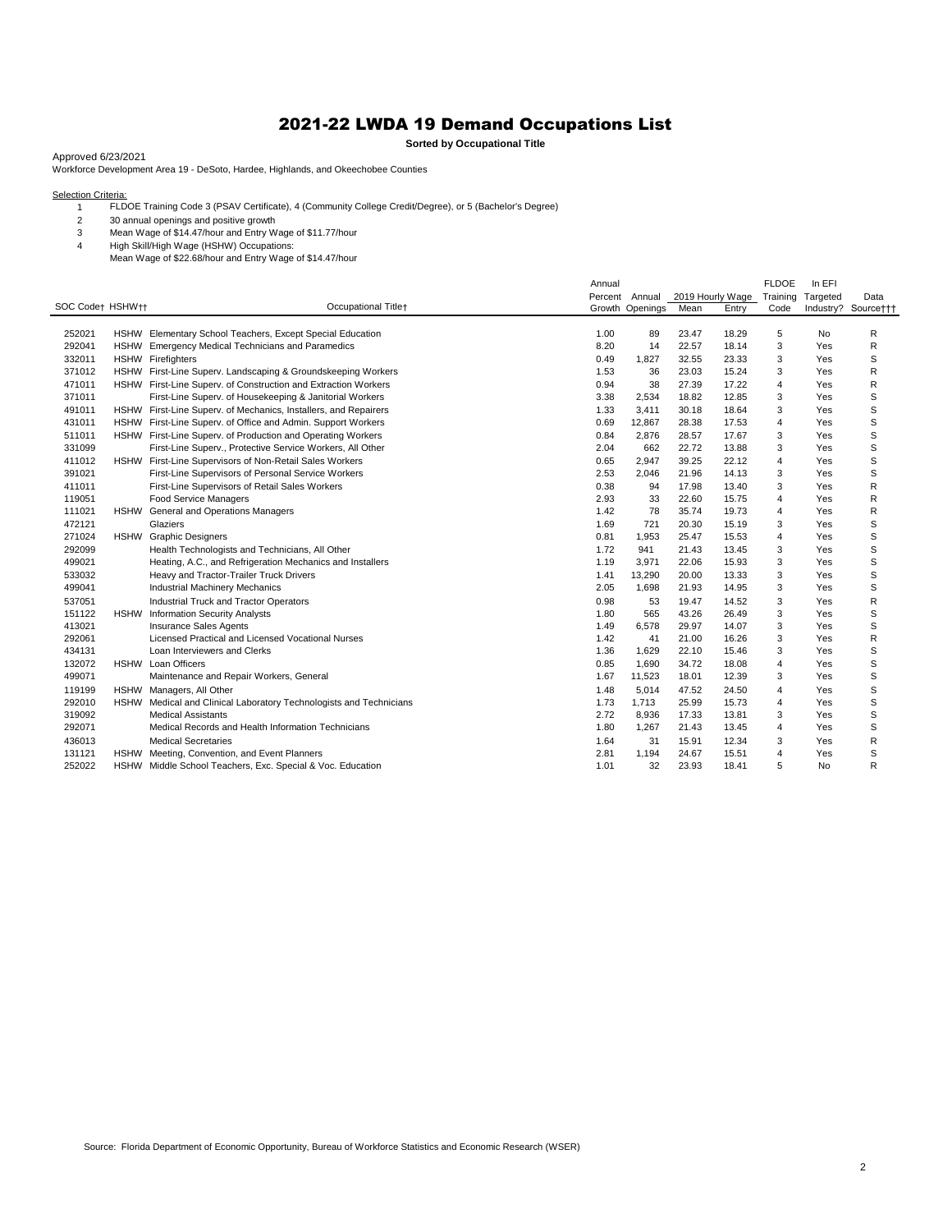# 2021-22 LWDA 19 Demand Occupations List

**Sorted by Occupational Title**

Approved 6/23/2021

Workforce Development Area 19 - DeSoto, Hardee, Highlands, and Okeechobee Counties

Selection Criteria:

1. FLDOE Training Code 3 (PSAV Certificate), 4 (Community College Credit/Degree), or 5 (Bachelor's Degree)
2. 30 annual openings and positive growth
3. Mean Wage of $14.47/hour and Entry Wage of $11.77/hour
4. High Skill/High Wage (HSHW) Occupations:
   Mean Wage of $22.68/hour and Entry Wage of $14.47/hour

| SOC Code† | HSHW†† | Occupational Title† | Annual Percent Growth | Annual Openings | 2019 Hourly Wage Mean | 2019 Hourly Wage Entry | FLDOE Training Code | In EFI Targeted Industry? | Data Source††† |
|---|---|---|---|---|---|---|---|---|---|
| 252021 | HSHW | Elementary School Teachers, Except Special Education | 1.00 | 89 | 23.47 | 18.29 | 5 | No | R |
| 292041 | HSHW | Emergency Medical Technicians and Paramedics | 8.20 | 14 | 22.57 | 18.14 | 3 | Yes | R |
| 332011 | HSHW | Firefighters | 0.49 | 1,827 | 32.55 | 23.33 | 3 | Yes | S |
| 371012 | HSHW | First-Line Superv. Landscaping & Groundskeeping Workers | 1.53 | 36 | 23.03 | 15.24 | 3 | Yes | R |
| 471011 | HSHW | First-Line Superv. of Construction and Extraction Workers | 0.94 | 38 | 27.39 | 17.22 | 4 | Yes | R |
| 371011 | | First-Line Superv. of Housekeeping & Janitorial Workers | 3.38 | 2,534 | 18.82 | 12.85 | 3 | Yes | S |
| 491011 | HSHW | First-Line Superv. of Mechanics, Installers, and Repairers | 1.33 | 3,411 | 30.18 | 18.64 | 3 | Yes | S |
| 431011 | HSHW | First-Line Superv. of Office and Admin. Support Workers | 0.69 | 12,867 | 28.38 | 17.53 | 4 | Yes | S |
| 511011 | HSHW | First-Line Superv. of Production and Operating Workers | 0.84 | 2,876 | 28.57 | 17.67 | 3 | Yes | S |
| 331099 | | First-Line Superv., Protective Service Workers, All Other | 2.04 | 662 | 22.72 | 13.88 | 3 | Yes | S |
| 411012 | HSHW | First-Line Supervisors of Non-Retail Sales Workers | 0.65 | 2,947 | 39.25 | 22.12 | 4 | Yes | S |
| 391021 | | First-Line Supervisors of Personal Service Workers | 2.53 | 2,046 | 21.96 | 14.13 | 3 | Yes | S |
| 411011 | | First-Line Supervisors of Retail Sales Workers | 0.38 | 94 | 17.98 | 13.40 | 3 | Yes | R |
| 119051 | | Food Service Managers | 2.93 | 33 | 22.60 | 15.75 | 4 | Yes | R |
| 111021 | HSHW | General and Operations Managers | 1.42 | 78 | 35.74 | 19.73 | 4 | Yes | R |
| 472121 | | Glaziers | 1.69 | 721 | 20.30 | 15.19 | 3 | Yes | S |
| 271024 | HSHW | Graphic Designers | 0.81 | 1,953 | 25.47 | 15.53 | 4 | Yes | S |
| 292099 | | Health Technologists and Technicians, All Other | 1.72 | 941 | 21.43 | 13.45 | 3 | Yes | S |
| 499021 | | Heating, A.C., and Refrigeration Mechanics and Installers | 1.19 | 3,971 | 22.06 | 15.93 | 3 | Yes | S |
| 533032 | | Heavy and Tractor-Trailer Truck Drivers | 1.41 | 13,290 | 20.00 | 13.33 | 3 | Yes | S |
| 499041 | | Industrial Machinery Mechanics | 2.05 | 1,698 | 21.93 | 14.95 | 3 | Yes | S |
| 537051 | | Industrial Truck and Tractor Operators | 0.98 | 53 | 19.47 | 14.52 | 3 | Yes | R |
| 151122 | HSHW | Information Security Analysts | 1.80 | 565 | 43.26 | 26.49 | 3 | Yes | S |
| 413021 | | Insurance Sales Agents | 1.49 | 6,578 | 29.97 | 14.07 | 3 | Yes | S |
| 292061 | | Licensed Practical and Licensed Vocational Nurses | 1.42 | 41 | 21.00 | 16.26 | 3 | Yes | R |
| 434131 | | Loan Interviewers and Clerks | 1.36 | 1,629 | 22.10 | 15.46 | 3 | Yes | S |
| 132072 | HSHW | Loan Officers | 0.85 | 1,690 | 34.72 | 18.08 | 4 | Yes | S |
| 499071 | | Maintenance and Repair Workers, General | 1.67 | 11,523 | 18.01 | 12.39 | 3 | Yes | S |
| 119199 | HSHW | Managers, All Other | 1.48 | 5,014 | 47.52 | 24.50 | 4 | Yes | S |
| 292010 | HSHW | Medical and Clinical Laboratory Technologists and Technicians | 1.73 | 1,713 | 25.99 | 15.73 | 4 | Yes | S |
| 319092 | | Medical Assistants | 2.72 | 8,936 | 17.33 | 13.81 | 3 | Yes | S |
| 292071 | | Medical Records and Health Information Technicians | 1.80 | 1,267 | 21.43 | 13.45 | 4 | Yes | S |
| 436013 | | Medical Secretaries | 1.64 | 31 | 15.91 | 12.34 | 3 | Yes | R |
| 131121 | HSHW | Meeting, Convention, and Event Planners | 2.81 | 1,194 | 24.67 | 15.51 | 4 | Yes | S |
| 252022 | HSHW | Middle School Teachers, Exc. Special & Voc. Education | 1.01 | 32 | 23.93 | 18.41 | 5 | No | R |

Source: Florida Department of Economic Opportunity, Bureau of Workforce Statistics and Economic Research (WSER)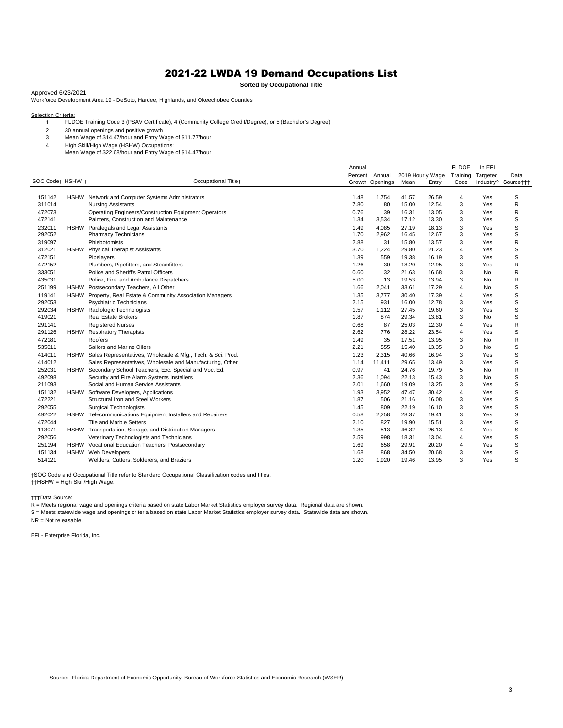# 2021-22 LWDA 19 Demand Occupations List

**Sorted by Occupational Title**

Approved 6/23/2021

Workforce Development Area 19 - DeSoto, Hardee, Highlands, and Okeechobee Counties

Selection Criteria:

1. FLDOE Training Code 3 (PSAV Certificate), 4 (Community College Credit/Degree), or 5 (Bachelor's Degree)
2. 30 annual openings and positive growth
3. Mean Wage of $14.47/hour and Entry Wage of $11.77/hour
4. High Skill/High Wage (HSHW) Occupations:
   Mean Wage of $22.68/hour and Entry Wage of $14.47/hour

| SOC Code† | HSHW†† | Occupational Title† | Annual Percent Growth | Annual Openings | 2019 Hourly Wage | | FLDOE Training Code | In EFI Targeted Industry? | Data Source††† |
|---|---|---|---|---|---|---|---|---|---|
| | | | | | Mean | Entry | | | |
| 151142 | HSHW | Network and Computer Systems Administrators | 1.48 | 1,754 | 41.57 | 26.59 | 4 | Yes | S |
| 311014 | | Nursing Assistants | 7.80 | 80 | 15.00 | 12.54 | 3 | Yes | R |
| 472073 | | Operating Engineers/Construction Equipment Operators | 0.76 | 39 | 16.31 | 13.05 | 3 | Yes | R |
| 472141 | | Painters, Construction and Maintenance | 1.34 | 3,534 | 17.12 | 13.30 | 3 | Yes | S |
| 232011 | HSHW | Paralegals and Legal Assistants | 1.49 | 4,085 | 27.19 | 18.13 | 3 | Yes | S |
| 292052 | | Pharmacy Technicians | 1.70 | 2,962 | 16.45 | 12.67 | 3 | Yes | S |
| 319097 | | Phlebotomists | 2.88 | 31 | 15.80 | 13.57 | 3 | Yes | R |
| 312021 | HSHW | Physical Therapist Assistants | 3.70 | 1,224 | 29.80 | 21.23 | 4 | Yes | S |
| 472151 | | Pipelayers | 1.39 | 559 | 19.38 | 16.19 | 3 | Yes | S |
| 472152 | | Plumbers, Pipefitters, and Steamfitters | 1.26 | 30 | 18.20 | 12.95 | 3 | Yes | R |
| 333051 | | Police and Sheriff's Patrol Officers | 0.60 | 32 | 21.63 | 16.68 | 3 | No | R |
| 435031 | | Police, Fire, and Ambulance Dispatchers | 5.00 | 13 | 19.53 | 13.94 | 3 | No | R |
| 251199 | HSHW | Postsecondary Teachers, All Other | 1.66 | 2,041 | 33.61 | 17.29 | 4 | No | S |
| 119141 | HSHW | Property, Real Estate & Community Association Managers | 1.35 | 3,777 | 30.40 | 17.39 | 4 | Yes | S |
| 292053 | | Psychiatric Technicians | 2.15 | 931 | 16.00 | 12.78 | 3 | Yes | S |
| 292034 | HSHW | Radiologic Technologists | 1.57 | 1,112 | 27.45 | 19.60 | 3 | Yes | S |
| 419021 | | Real Estate Brokers | 1.87 | 874 | 29.34 | 13.81 | 3 | No | S |
| 291141 | | Registered Nurses | 0.68 | 87 | 25.03 | 12.30 | 4 | Yes | R |
| 291126 | HSHW | Respiratory Therapists | 2.62 | 776 | 28.22 | 23.54 | 4 | Yes | S |
| 472181 | | Roofers | 1.49 | 35 | 17.51 | 13.95 | 3 | No | R |
| 535011 | | Sailors and Marine Oilers | 2.21 | 555 | 15.40 | 13.35 | 3 | No | S |
| 414011 | HSHW | Sales Representatives, Wholesale & Mfg., Tech. & Sci. Prod. | 1.23 | 2,315 | 40.66 | 16.94 | 3 | Yes | S |
| 414012 | | Sales Representatives, Wholesale and Manufacturing, Other | 1.14 | 11,411 | 29.65 | 13.49 | 3 | Yes | S |
| 252031 | HSHW | Secondary School Teachers, Exc. Special and Voc. Ed. | 0.97 | 41 | 24.76 | 19.79 | 5 | No | R |
| 492098 | | Security and Fire Alarm Systems Installers | 2.36 | 1,094 | 22.13 | 15.43 | 3 | No | S |
| 211093 | | Social and Human Service Assistants | 2.01 | 1,660 | 19.09 | 13.25 | 3 | Yes | S |
| 151132 | HSHW | Software Developers, Applications | 1.93 | 3,952 | 47.47 | 30.42 | 4 | Yes | S |
| 472221 | | Structural Iron and Steel Workers | 1.87 | 506 | 21.16 | 16.08 | 3 | Yes | S |
| 292055 | | Surgical Technologists | 1.45 | 809 | 22.19 | 16.10 | 3 | Yes | S |
| 492022 | HSHW | Telecommunications Equipment Installers and Repairers | 0.58 | 2,258 | 28.37 | 19.41 | 3 | Yes | S |
| 472044 | | Tile and Marble Setters | 2.10 | 827 | 19.90 | 15.51 | 3 | Yes | S |
| 113071 | HSHW | Transportation, Storage, and Distribution Managers | 1.35 | 513 | 46.32 | 26.13 | 4 | Yes | S |
| 292056 | | Veterinary Technologists and Technicians | 2.59 | 998 | 18.31 | 13.04 | 4 | Yes | S |
| 251194 | HSHW | Vocational Education Teachers, Postsecondary | 1.69 | 658 | 29.91 | 20.20 | 4 | Yes | S |
| 151134 | HSHW | Web Developers | 1.68 | 868 | 34.50 | 20.68 | 3 | Yes | S |
| 514121 | | Welders, Cutters, Solderers, and Braziers | 1.20 | 1,920 | 19.46 | 13.95 | 3 | Yes | S |

†SOC Code and Occupational Title refer to Standard Occupational Classification codes and titles.

††HSHW = High Skill/High Wage.

†††Data Source:

R = Meets regional wage and openings criteria based on state Labor Market Statistics employer survey data. Regional data are shown.

S = Meets statewide wage and openings criteria based on state Labor Market Statistics employer survey data. Statewide data are shown.

NR = Not releasable.

EFI - Enterprise Florida, Inc.

Source: Florida Department of Economic Opportunity, Bureau of Workforce Statistics and Economic Research (WSER)